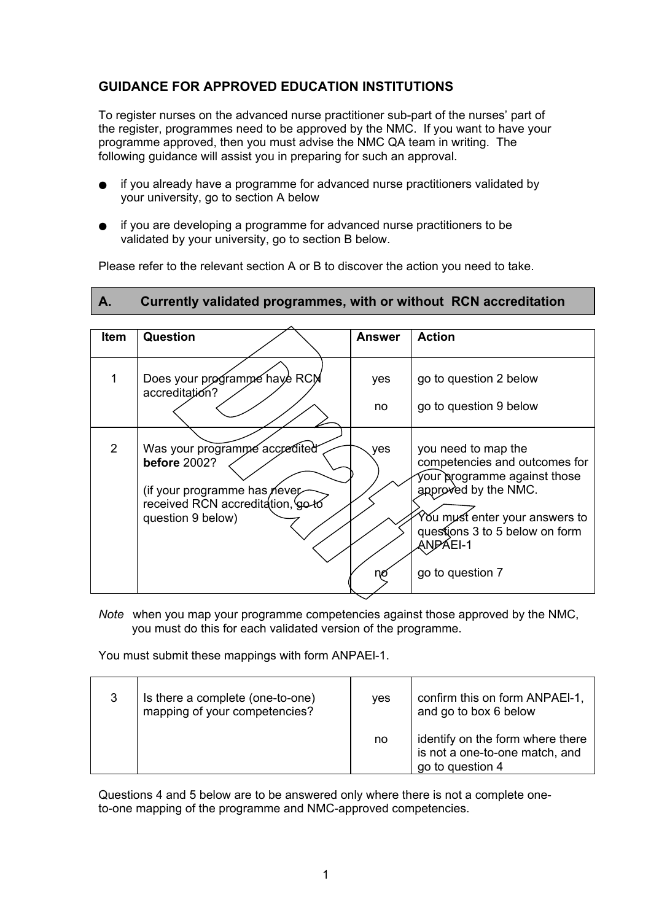## GUIDANCE FOR APPROVED EDUCATION INSTITUTIONS

To register nurses on the advanced nurse practitioner sub-part of the nurses' part of the register, programmes need to be approved by the NMC. If you want to have your programme approved, then you must advise the NMC QA team in writing. The following guidance will assist you in preparing for such an approval.

- if you already have a programme for advanced nurse practitioners validated by your university, go to section A below
- if you are developing a programme for advanced nurse practitioners to be validated by your university, go to section B below.

Please refer to the relevant section A or B to discover the action you need to take.

### A. Currently validated programmes, with or without RCN accreditation

| Item | Question | Answer | Action |
|---|---|---|---|
| 1 | Does your programme have RCN accreditation? | yes | go to question 2 below |
| | | no | go to question 9 below |
| 2 | Was your programme accredited **before** 2002?<br><br>(if your programme has never received RCN accreditation, go to question 9 below) | yes | you need to map the competencies and outcomes for your programme against those approved by the NMC.<br><br>You must enter your answers to questions 3 to 5 below on form ANPAEI-1 |
| | | no | go to question 7 |

*Note* when you map your programme competencies against those approved by the NMC, you must do this for each validated version of the programme.

You must submit these mappings with form ANPAEI-1.

| Item | Question | Answer | Action |
|---|---|---|---|
| 3 | Is there a complete (one-to-one) mapping of your competencies? | yes | confirm this on form ANPAEI-1, and go to box 6 below |
| | | no | identify on the form where there is not a one-to-one match, and go to question 4 |

Questions 4 and 5 below are to be answered only where there is not a complete one-to-one mapping of the programme and NMC-approved competencies.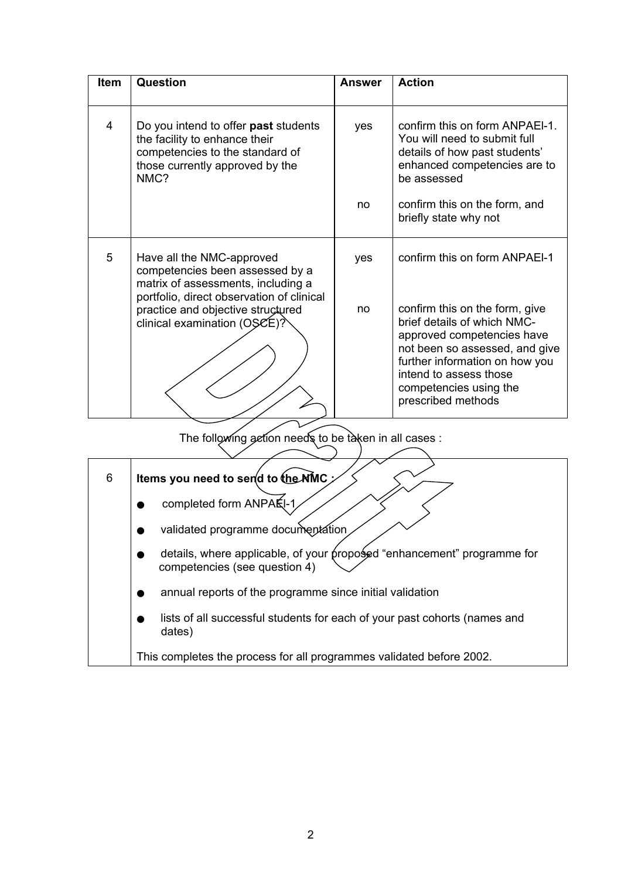| Item | Question | Answer | Action |
|---|---|---|---|
| 4 | Do you intend to offer **past** students the facility to enhance their competencies to the standard of those currently approved by the NMC? | yes | confirm this on form ANPAEI-1. You will need to submit full details of how past students' enhanced competencies are to be assessed |
| | | no | confirm this on the form, and briefly state why not |
| 5 | Have all the NMC-approved competencies been assessed by a matrix of assessments, including a portfolio, direct observation of clinical practice and objective structured clinical examination (OSCE)? | yes | confirm this on form ANPAEI-1 |
| | | no | confirm this on the form, give brief details of which NMC-approved competencies have not been so assessed, and give further information on how you intend to assess those competencies using the prescribed methods |

The following action needs to be taken in all cases :

| | |
|---|---|
| 6 | **Items you need to send to the NMC :**<br>● completed form ANPAEI-1<br>● validated programme documentation<br>● details, where applicable, of your proposed "enhancement" programme for competencies (see question 4)<br>● annual reports of the programme since initial validation<br>● lists of all successful students for each of your past cohorts (names and dates)<br><br>This completes the process for all programmes validated before 2002. |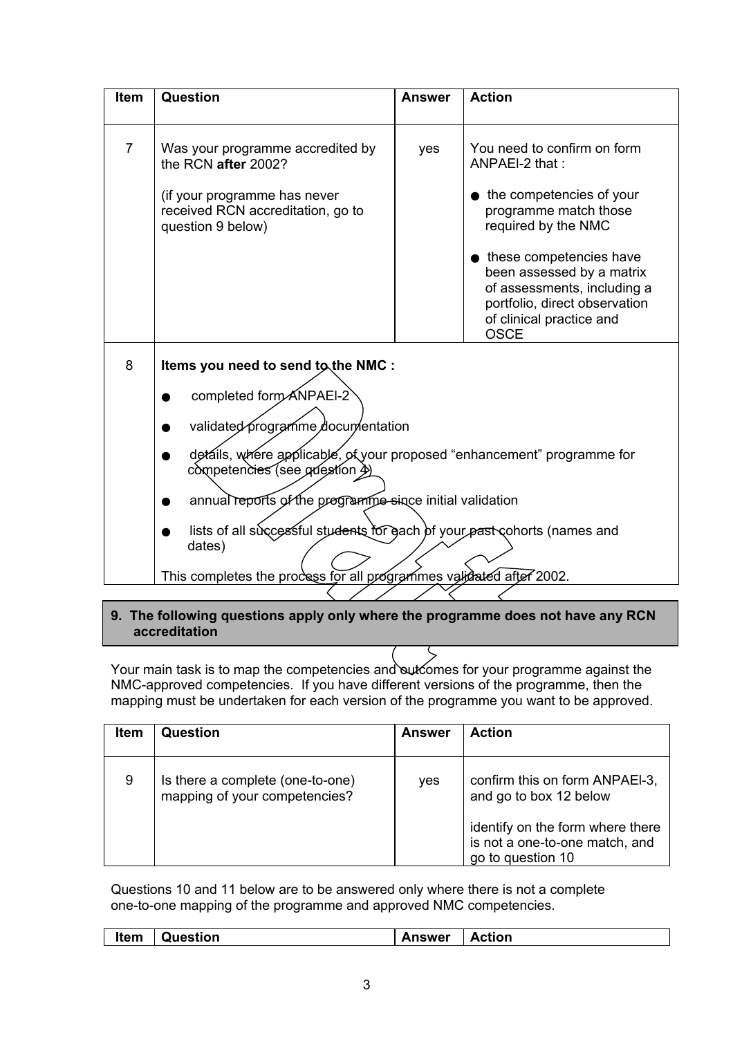| Item | Question | Answer | Action |
|---|---|---|---|
| 7 | Was your programme accredited by the RCN **after** 2002?<br><br>(if your programme has never received RCN accreditation, go to question 9 below) | yes | You need to confirm on form ANPAEI-2 that :<br><br>● the competencies of your programme match those required by the NMC<br><br>● these competencies have been assessed by a matrix of assessments, including a portfolio, direct observation of clinical practice and OSCE |
| 8 | **Items you need to send to the NMC :**<br><br>● completed form ANPAEI-2<br><br>● validated programme documentation<br><br>● details, where applicable, of your proposed "enhancement" programme for competencies (see question 4)<br><br>● annual reports of the programme since initial validation<br><br>● lists of all successful students for each of your past cohorts (names and dates)<br><br>This completes the process for all programmes validated after 2002. | | |

**9. The following questions apply only where the programme does not have any RCN accreditation**

Your main task is to map the competencies and outcomes for your programme against the NMC-approved competencies. If you have different versions of the programme, then the mapping must be undertaken for each version of the programme you want to be approved.

| Item | Question | Answer | Action |
|---|---|---|---|
| 9 | Is there a complete (one-to-one) mapping of your competencies? | yes | confirm this on form ANPAEI-3, and go to box 12 below<br><br>identify on the form where there is not a one-to-one match, and go to question 10 |

Questions 10 and 11 below are to be answered only where there is not a complete one-to-one mapping of the programme and approved NMC competencies.

| Item | Question | Answer | Action |
|---|---|---|---|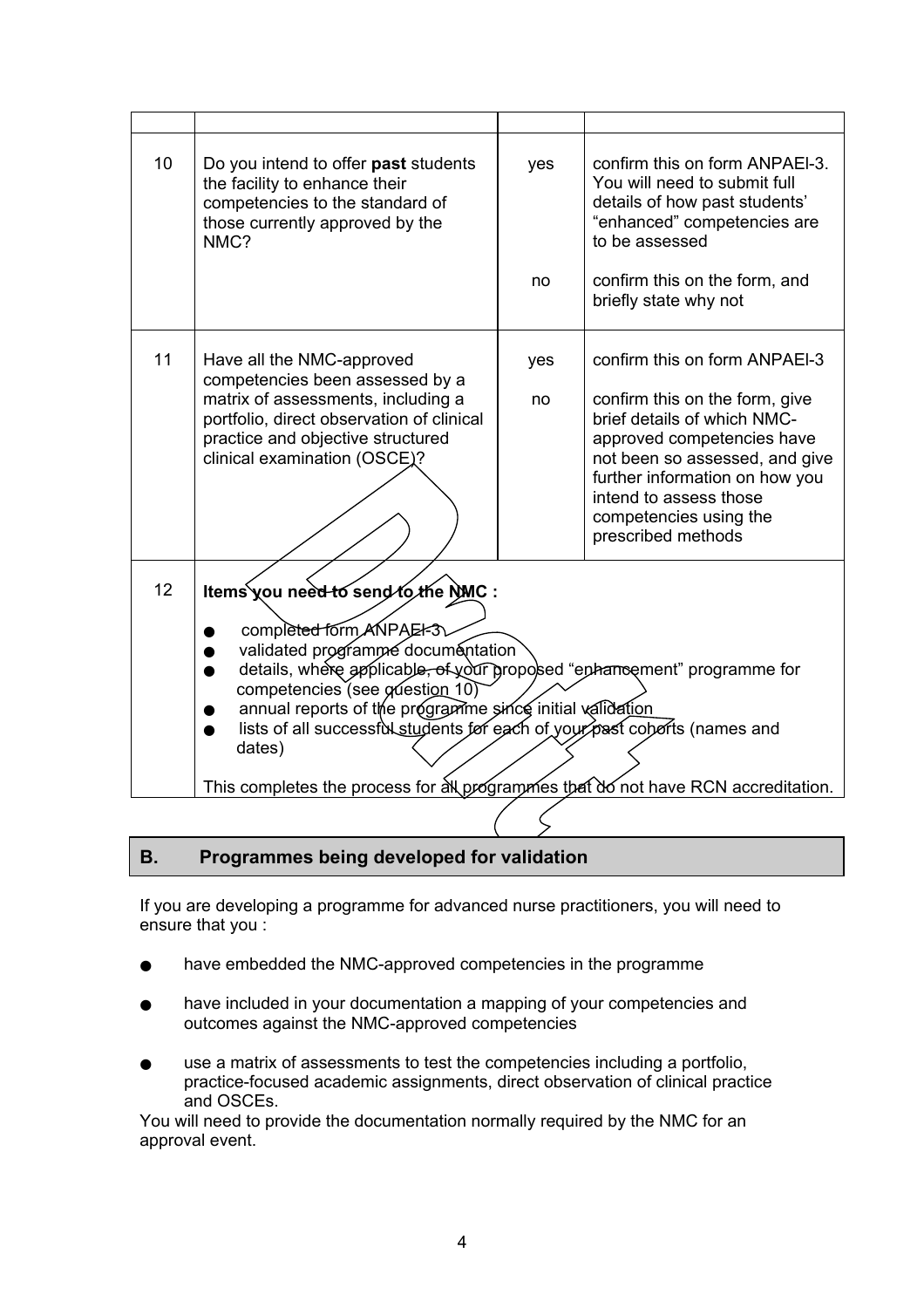| | | | |
|---|---|---|---|
| 10 | Do you intend to offer **past** students the facility to enhance their competencies to the standard of those currently approved by the NMC? | yes | confirm this on form ANPAEI-3. You will need to submit full details of how past students' "enhanced" competencies are to be assessed |
| | | no | confirm this on the form, and briefly state why not |
| 11 | Have all the NMC-approved competencies been assessed by a matrix of assessments, including a portfolio, direct observation of clinical practice and objective structured clinical examination (OSCE)? | yes | confirm this on form ANPAEI-3 |
| | | no | confirm this on the form, give brief details of which NMC-approved competencies have not been so assessed, and give further information on how you intend to assess those competencies using the prescribed methods |
| 12 | **Items you need to send to the NMC :**<br>● completed form ANPAEI-3<br>● validated programme documentation<br>● details, where applicable, of your proposed "enhancement" programme for competencies (see question 10)<br>● annual reports of the programme since initial validation<br>● lists of all successful students for each of your past cohorts (names and dates)<br><br>This completes the process for all programmes that do not have RCN accreditation. | | |

## B. Programmes being developed for validation

If you are developing a programme for advanced nurse practitioners, you will need to ensure that you :

- have embedded the NMC-approved competencies in the programme
- have included in your documentation a mapping of your competencies and outcomes against the NMC-approved competencies
- use a matrix of assessments to test the competencies including a portfolio, practice-focused academic assignments, direct observation of clinical practice and OSCEs.

You will need to provide the documentation normally required by the NMC for an approval event.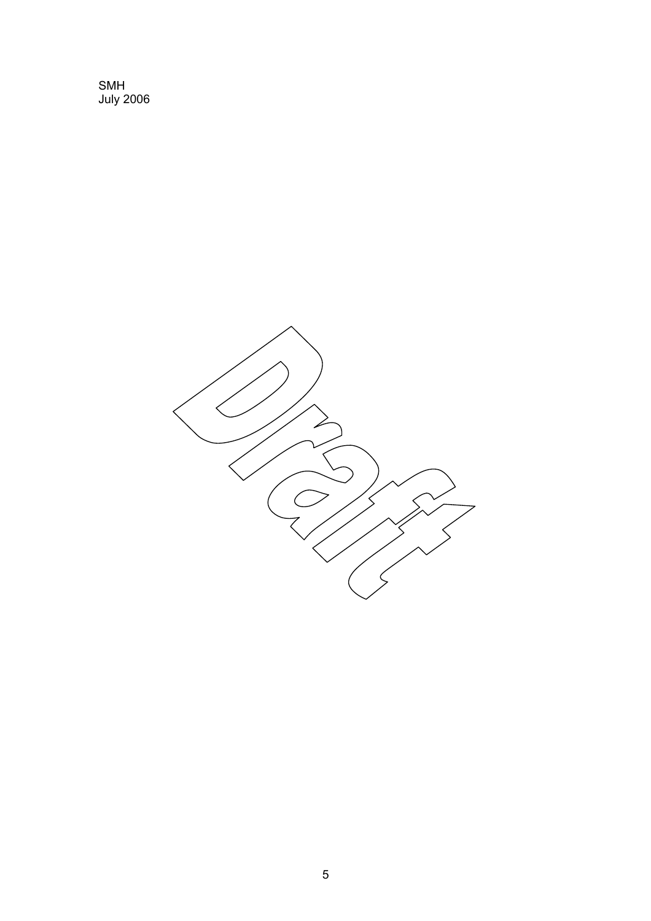SMH
July 2006